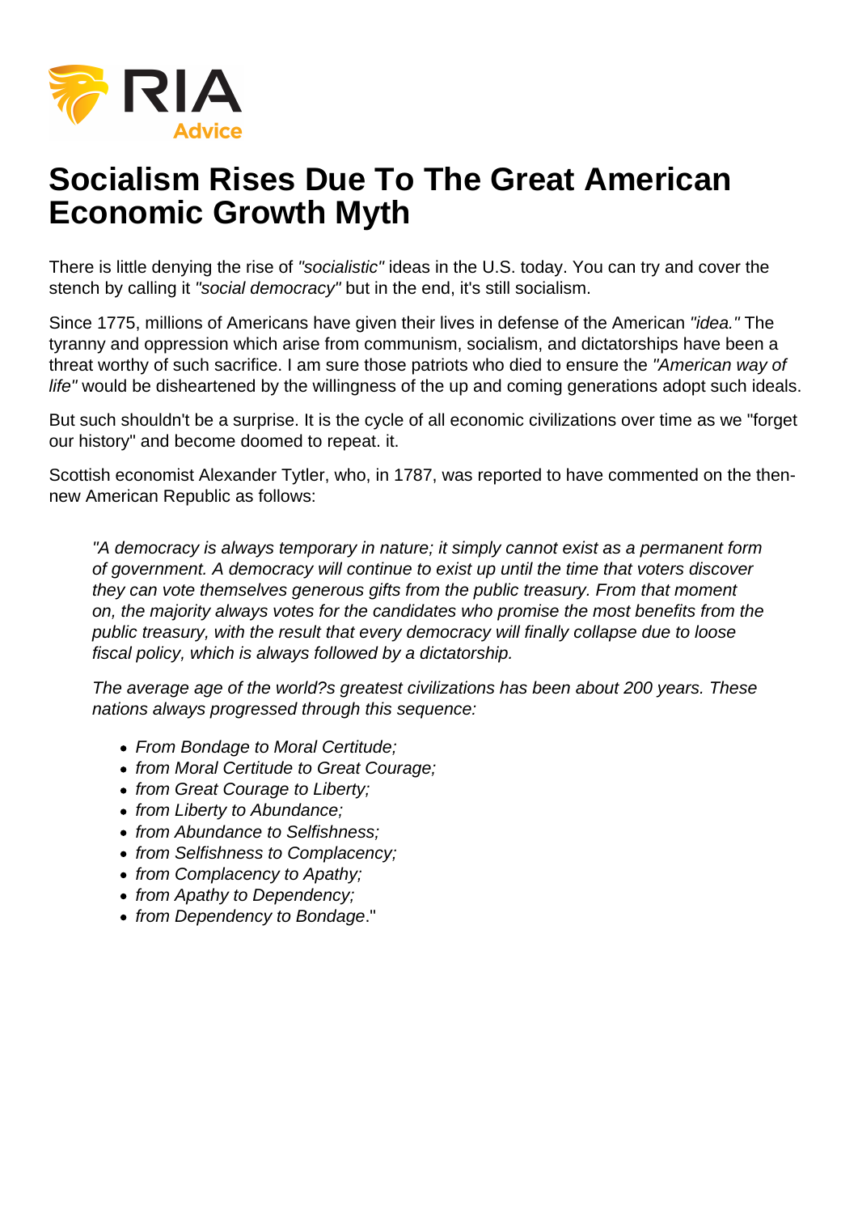# Socialism Rises Due To The Great American Economic Growth Myth

There is little denying the rise of *"socialistic"* ideas in the U.S. today. You can try and cover the stench by calling it *"social democracy"* but in the end, it's still socialism.

Since 1775, millions of Americans have given their lives in defense of the American *"idea."* The tyranny and oppression which arise from communism, socialism, and dictatorships have been a threat worthy of such sacrifice. I am sure those patriots who died to ensure the *"American way of life"* would be disheartened by the willingness of the up and coming generations adopt such ideals.

But such shouldn't be a surprise. It is the cycle of all economic civilizations over time as we "forget our history" and become doomed to repeat. it.

Scottish economist Alexander Tytler, who, in 1787, was reported to have commented on the then-new American Republic as follows:

> *"A democracy is always temporary in nature; it simply cannot exist as a permanent form of government. A democracy will continue to exist up until the time that voters discover they can vote themselves generous gifts from the public treasury. From that moment on, the majority always votes for the candidates who promise the most benefits from the public treasury, with the result that every democracy will finally collapse due to loose fiscal policy, which is always followed by a dictatorship.*
>
> *The average age of the world?s greatest civilizations has been about 200 years. These nations always progressed through this sequence:*
>
> - *From Bondage to Moral Certitude;*
> - *from Moral Certitude to Great Courage;*
> - *from Great Courage to Liberty;*
> - *from Liberty to Abundance;*
> - *from Abundance to Selfishness;*
> - *from Selfishness to Complacency;*
> - *from Complacency to Apathy;*
> - *from Apathy to Dependency;*
> - *from Dependency to Bondage*."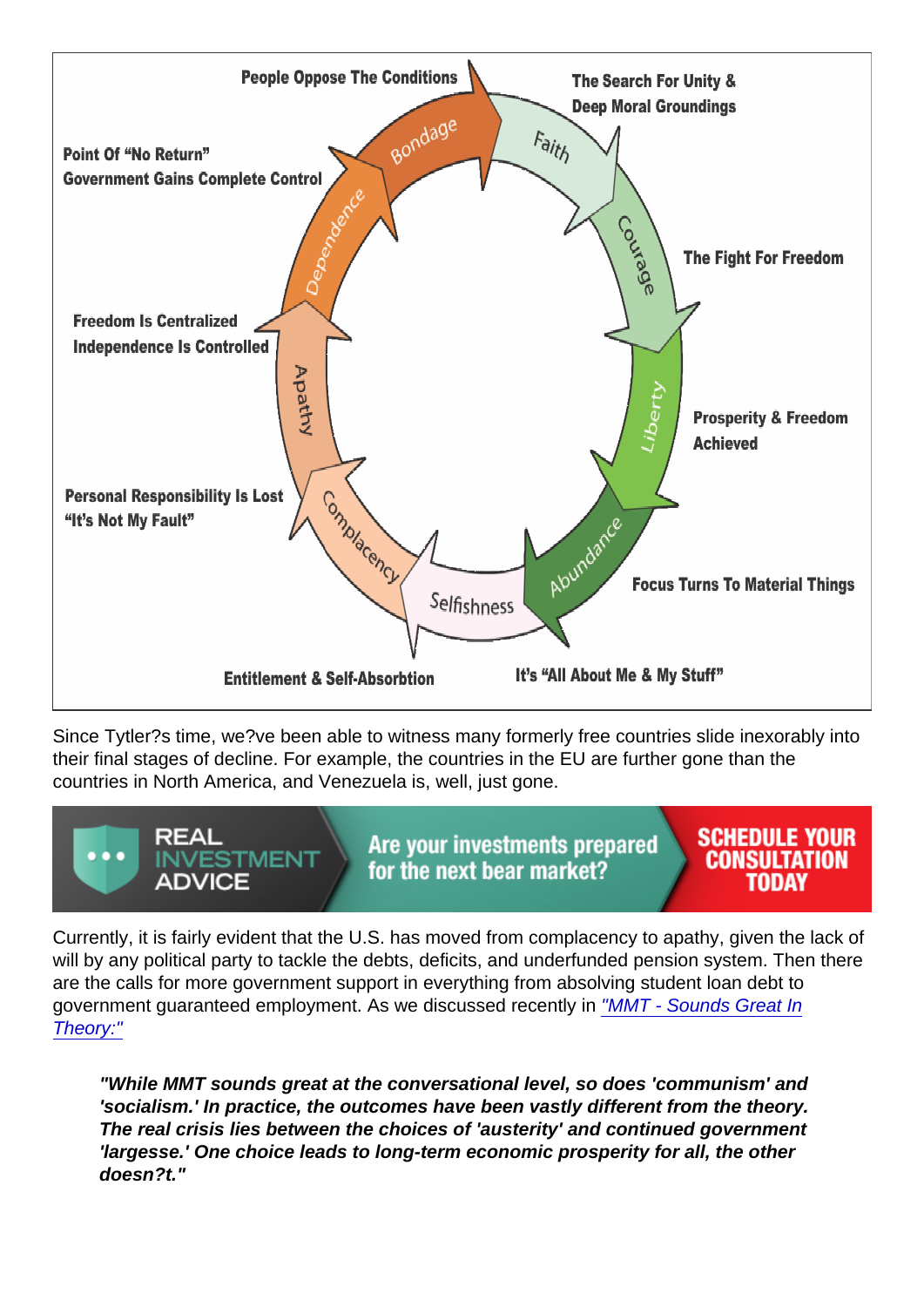People Oppose The Conditions

Bondage

The Search For Unity & Deep Moral Groundings

Faith

Point Of "No Return" Government Gains Complete Control

Dependence

Courage

The Fight For Freedom

Freedom Is Centralized Independence Is Controlled

Apathy

Liberty

Prosperity & Freedom Achieved

Personal Responsibility Is Lost "It's Not My Fault"

Complacency

Abundance

Focus Turns To Material Things

Selfishness

Entitlement & Self-Absorbtion

It's "All About Me & My Stuff"

Since Tytler?s time, we?ve been able to witness many formerly free countries slide inexorably into their final stages of decline. For example, the countries in the EU are further gone than the countries in North America, and Venezuela is, well, just gone.

REAL INVESTMENT ADVICE

Are your investments prepared for the next bear market?

SCHEDULE YOUR CONSULTATION TODAY

Currently, it is fairly evident that the U.S. has moved from complacency to apathy, given the lack of will by any political party to tackle the debts, deficits, and underfunded pension system. Then there are the calls for more government support in everything from absolving student loan debt to government guaranteed employment. As we discussed recently in *"MMT - Sounds Great In Theory:"*

> ***"While MMT sounds great at the conversational level, so does 'communism' and 'socialism.' In practice, the outcomes have been vastly different from the theory. The real crisis lies between the choices of 'austerity' and continued government 'largesse.' One choice leads to long-term economic prosperity for all, the other doesn?t."***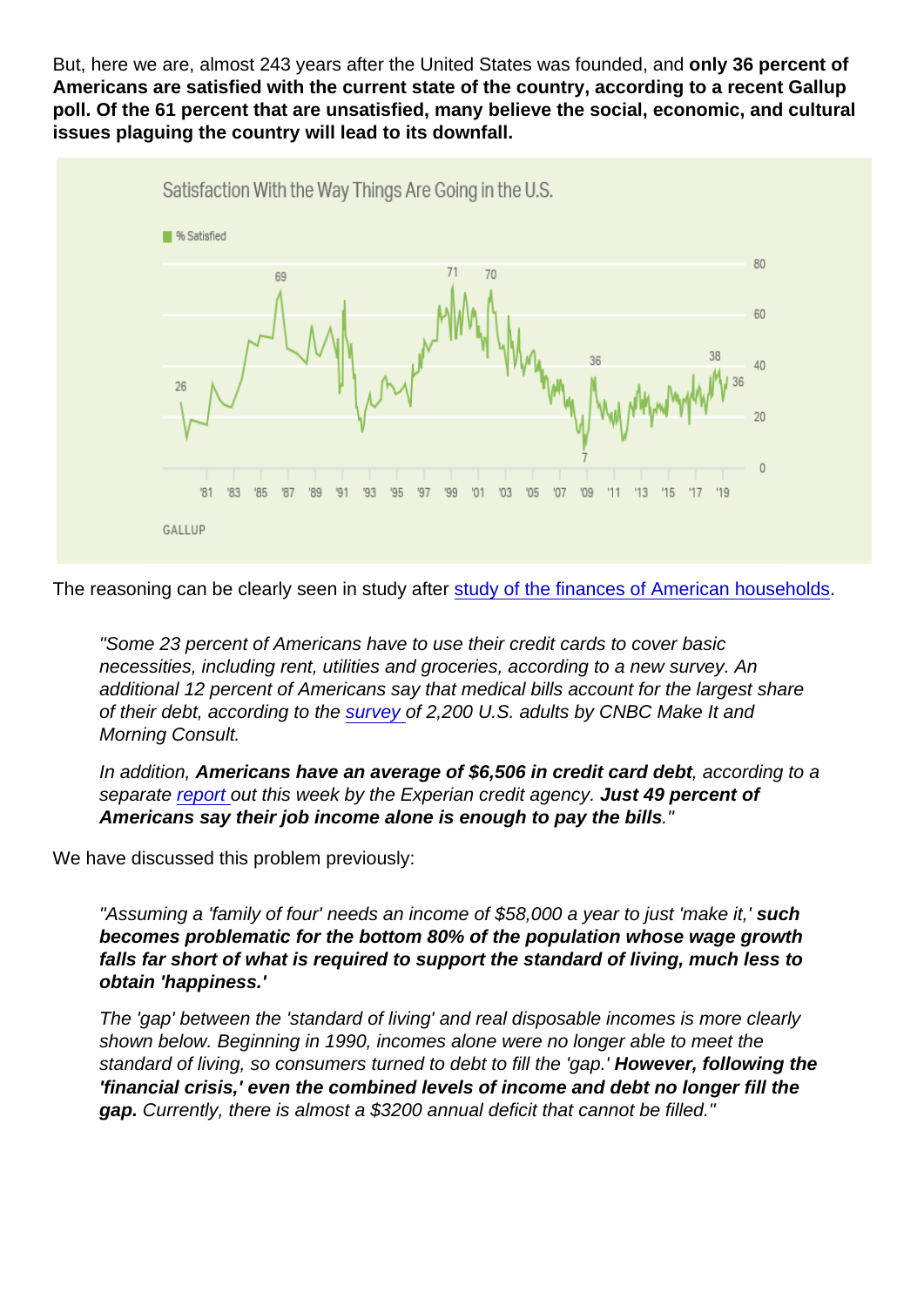But, here we are, almost 243 years after the United States was founded, and **only 36 percent of Americans are satisfied with the current state of the country, according to a recent Gallup poll. Of the 61 percent that are unsatisfied, many believe the social, economic, and cultural issues plaguing the country will lead to its downfall.**

The reasoning can be clearly seen in study after [study of the finances of American households](#).

> *"Some 23 percent of Americans have to use their credit cards to cover basic necessities, including rent, utilities and groceries, according to a new survey. An additional 12 percent of Americans say that medical bills account for the largest share of their debt, according to the [survey](#) of 2,200 U.S. adults by CNBC Make It and Morning Consult.*
>
> *In addition, **Americans have an average of $6,506 in credit card debt**, according to a separate [report](#) out this week by the Experian credit agency. **Just 49 percent of Americans say their job income alone is enough to pay the bills**."*

We have discussed this problem previously:

> *"Assuming a 'family of four' needs an income of $58,000 a year to just 'make it,' **such becomes problematic for the bottom 80% of the population whose wage growth falls far short of what is required to support the standard of living, much less to obtain 'happiness.'***
>
> *The 'gap' between the 'standard of living' and real disposable incomes is more clearly shown below. Beginning in 1990, incomes alone were no longer able to meet the standard of living, so consumers turned to debt to fill the 'gap.' **However, following the 'financial crisis,' even the combined levels of income and debt no longer fill the gap.** Currently, there is almost a $3200 annual deficit that cannot be filled."*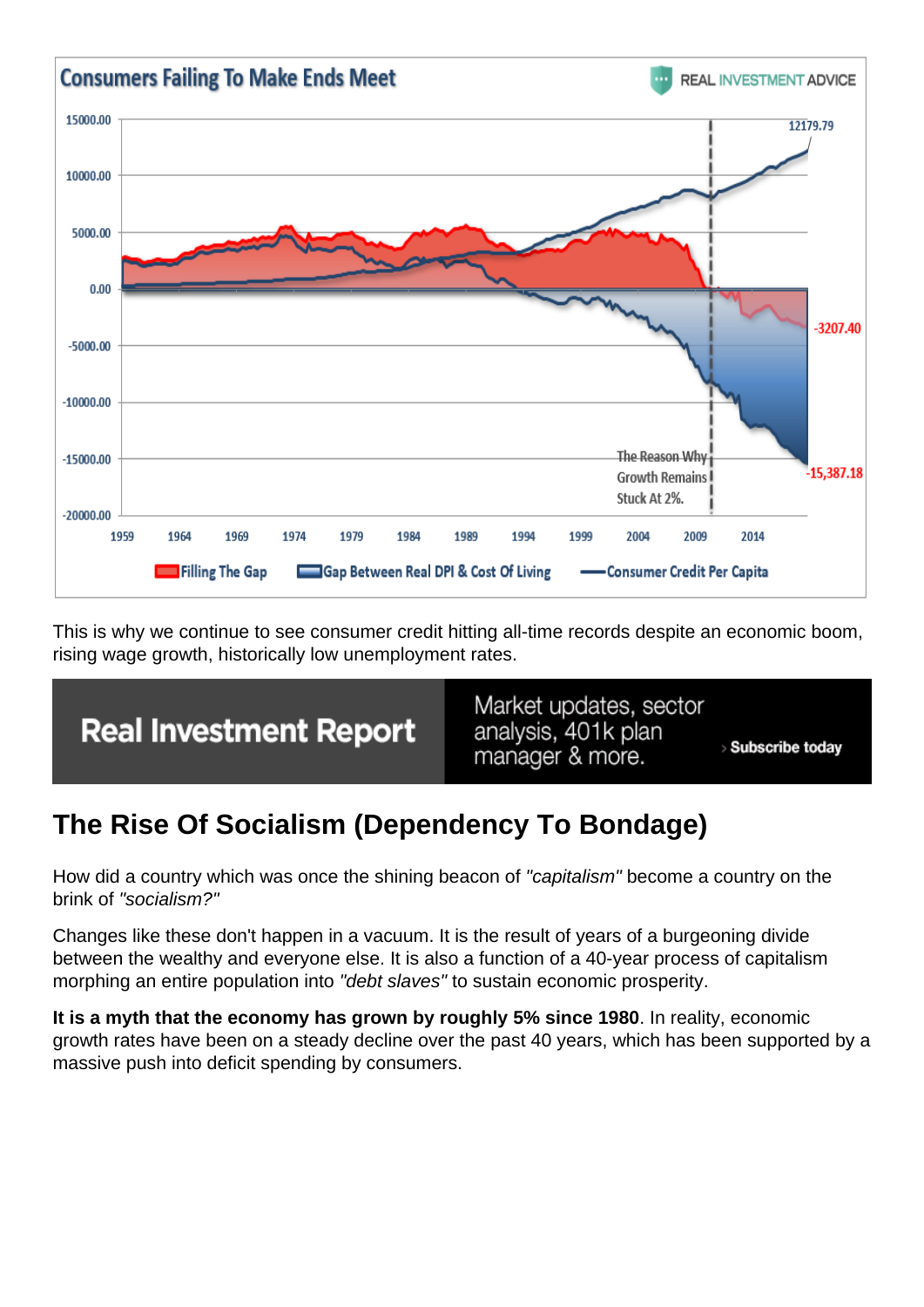Consumers Failing To Make Ends Meet

REAL INVESTMENT ADVICE

15000.00
10000.00
5000.00
0.00
-5000.00
-10000.00
-15000.00
-20000.00

1959 1964 1969 1974 1979 1984 1989 1994 1999 2004 2009 2014

12179.79
-3207.40
-15,387.18

The Reason Why Growth Remains Stuck At 2%.

Filling The Gap
Gap Between Real DPI & Cost Of Living
Consumer Credit Per Capita

This is why we continue to see consumer credit hitting all-time records despite an economic boom, rising wage growth, historically low unemployment rates.

Real Investment Report | Market updates, sector analysis, 401k plan manager & more. | › Subscribe today

## The Rise Of Socialism (Dependency To Bondage)

How did a country which was once the shining beacon of *"capitalism"* become a country on the brink of *"socialism?"*

Changes like these don't happen in a vacuum. It is the result of years of a burgeoning divide between the wealthy and everyone else. It is also a function of a 40-year process of capitalism morphing an entire population into *"debt slaves"* to sustain economic prosperity.

**It is a myth that the economy has grown by roughly 5% since 1980**. In reality, economic growth rates have been on a steady decline over the past 40 years, which has been supported by a massive push into deficit spending by consumers.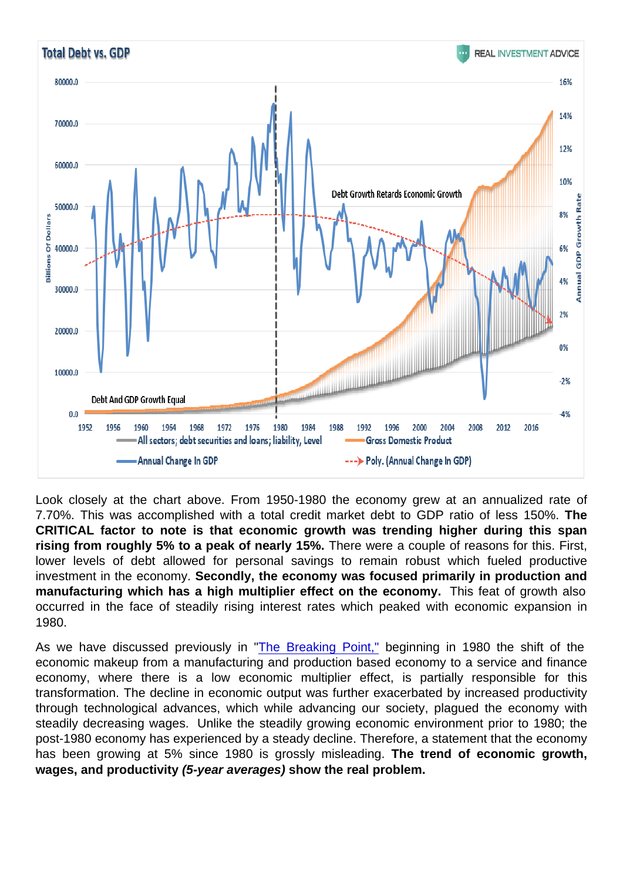Total Debt vs. GDP

REAL INVESTMENT ADVICE

80000.0
70000.0
60000.0
50000.0
40000.0
30000.0
20000.0
10000.0
0.0

Billions Of Dollars

16%
14%
12%
10%
8%
6%
4%
2%
0%
-2%
-4%

Annual GDP Growth Rate

Debt Growth Retards Economic Growth

Debt And GDP Growth Equal

1952 1956 1960 1964 1968 1972 1976 1980 1984 1988 1992 1996 2000 2004 2008 2012 2016

All sectors; debt securities and loans; liability, Level
Gross Domestic Product
Annual Change In GDP
Poly. (Annual Change In GDP)

Look closely at the chart above. From 1950-1980 the economy grew at an annualized rate of 7.70%. This was accomplished with a total credit market debt to GDP ratio of less 150%. **The CRITICAL factor to note is that economic growth was trending higher during this span rising from roughly 5% to a peak of nearly 15%.** There were a couple of reasons for this. First, lower levels of debt allowed for personal savings to remain robust which fueled productive investment in the economy. **Secondly, the economy was focused primarily in production and manufacturing which has a high multiplier effect on the economy.** This feat of growth also occurred in the face of steadily rising interest rates which peaked with economic expansion in 1980.

As we have discussed previously in "The Breaking Point," beginning in 1980 the shift of the economic makeup from a manufacturing and production based economy to a service and finance economy, where there is a low economic multiplier effect, is partially responsible for this transformation. The decline in economic output was further exacerbated by increased productivity through technological advances, which while advancing our society, plagued the economy with steadily decreasing wages. Unlike the steadily growing economic environment prior to 1980; the post-1980 economy has experienced by a steady decline. Therefore, a statement that the economy has been growing at 5% since 1980 is grossly misleading. **The trend of economic growth, wages, and productivity *(5-year averages)* show the real problem.**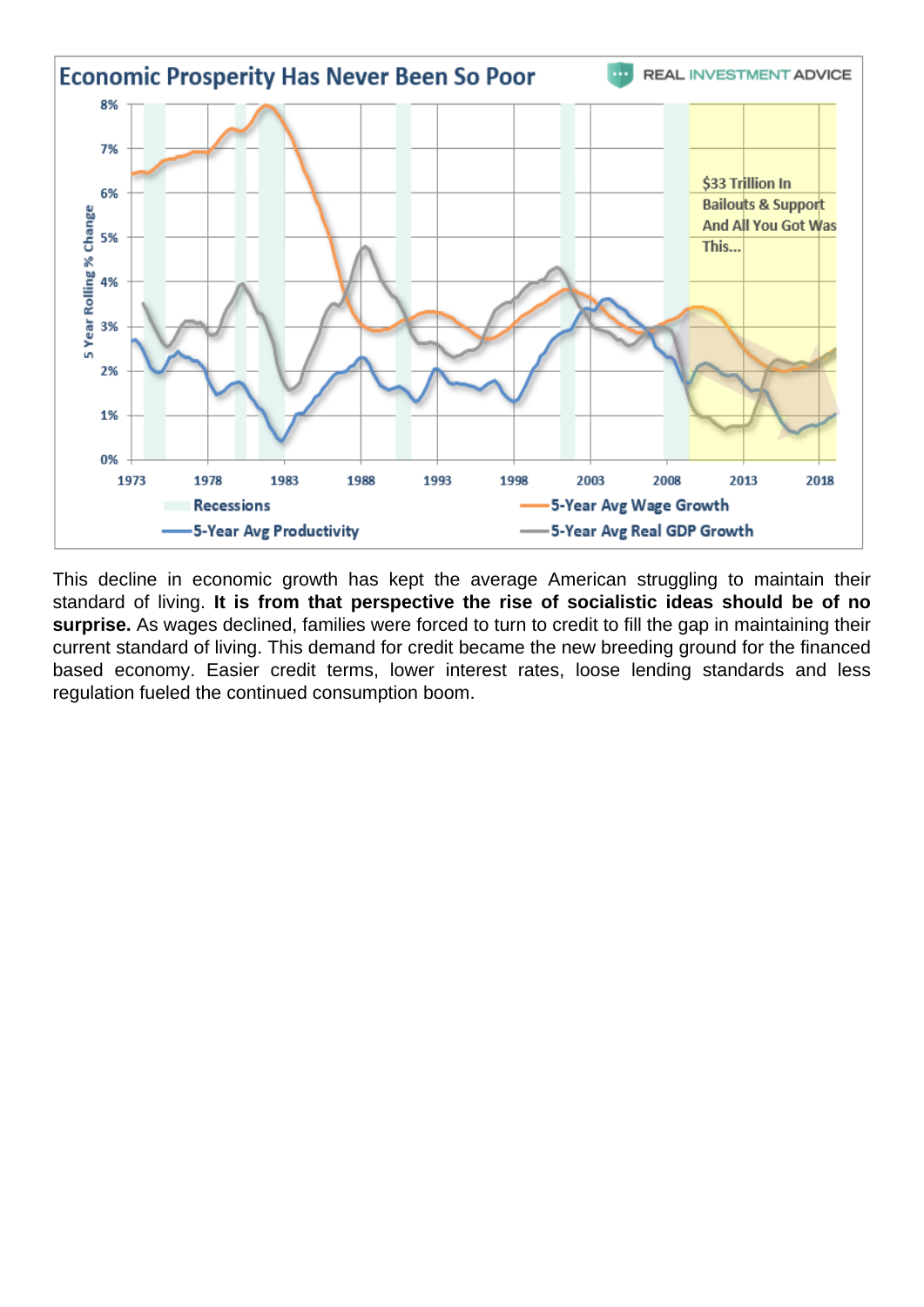Economic Prosperity Has Never Been So Poor

REAL INVESTMENT ADVICE

8%
7%
6%
5%
4%
3%
2%
1%
0%

5 Year Rolling % Change

1973 1978 1983 1988 1993 1998 2003 2008 2013 2018

$33 Trillion In Bailouts & Support And All You Got Was This...

Recessions
5-Year Avg Wage Growth
5-Year Avg Productivity
5-Year Avg Real GDP Growth

This decline in economic growth has kept the average American struggling to maintain their standard of living. **It is from that perspective the rise of socialistic ideas should be of no surprise.** As wages declined, families were forced to turn to credit to fill the gap in maintaining their current standard of living. This demand for credit became the new breeding ground for the financed based economy. Easier credit terms, lower interest rates, loose lending standards and less regulation fueled the continued consumption boom.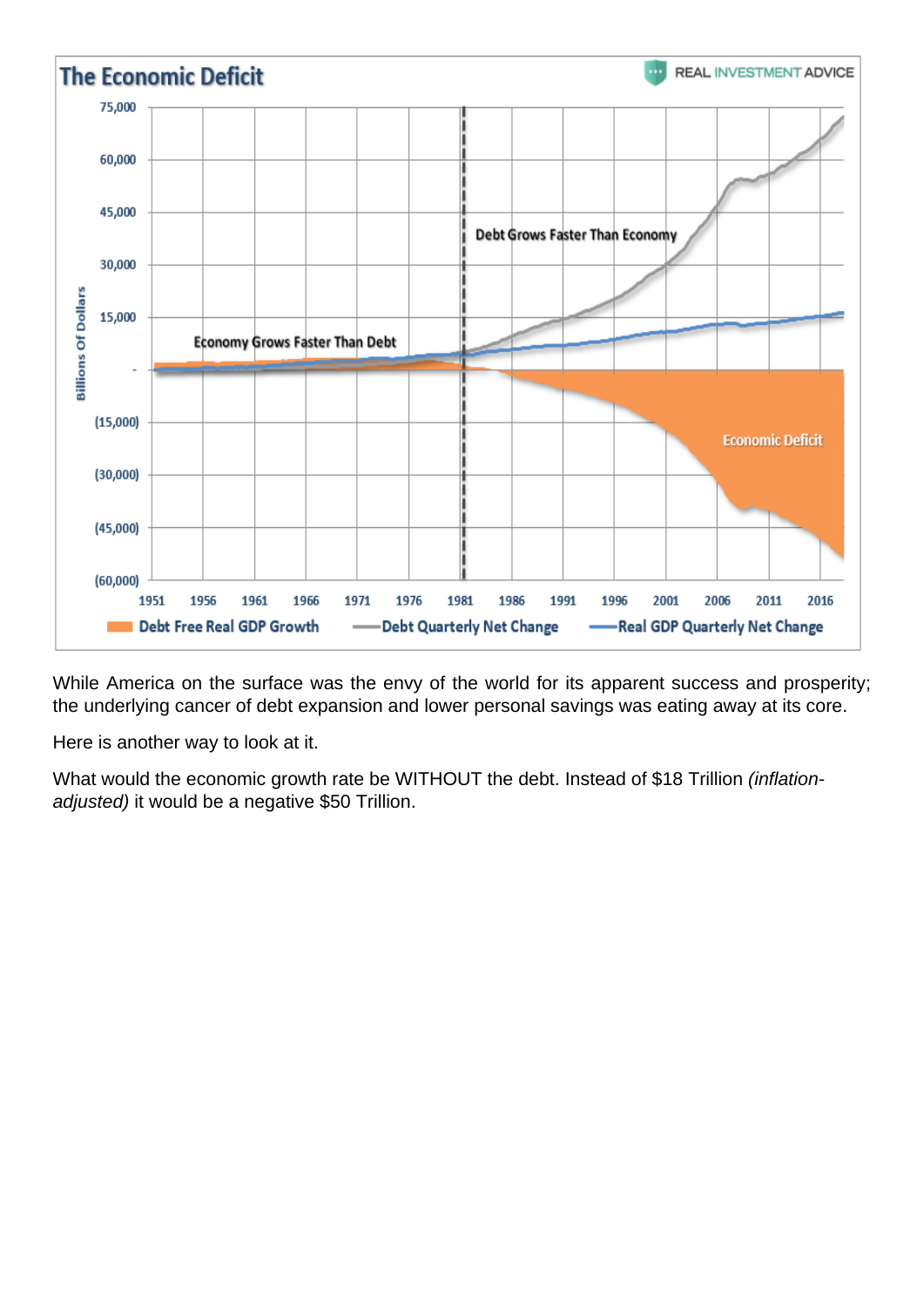While America on the surface was the envy of the world for its apparent success and prosperity; the underlying cancer of debt expansion and lower personal savings was eating away at its core.

Here is another way to look at it.

What would the economic growth rate be WITHOUT the debt. Instead of $18 Trillion *(inflation-adjusted)* it would be a negative $50 Trillion.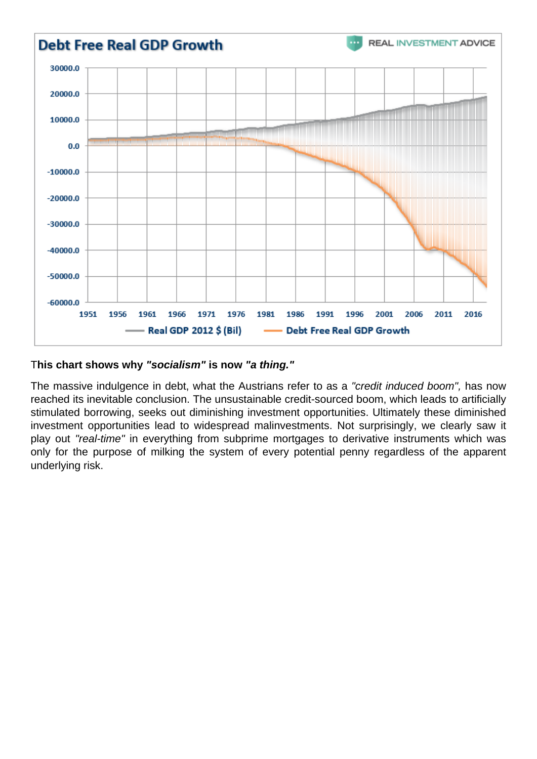Debt Free Real GDP Growth

REAL INVESTMENT ADVICE

30000.0
20000.0
10000.0
0.0
-10000.0
-20000.0
-30000.0
-40000.0
-50000.0
-60000.0

1951 1956 1961 1966 1971 1976 1981 1986 1991 1996 2001 2006 2011 2016

Real GDP 2012 $ (Bil)
Debt Free Real GDP Growth

**This chart shows why *"socialism"* is now *"a thing."***

The massive indulgence in debt, what the Austrians refer to as a *"credit induced boom",* has now reached its inevitable conclusion. The unsustainable credit-sourced boom, which leads to artificially stimulated borrowing, seeks out diminishing investment opportunities. Ultimately these diminished investment opportunities lead to widespread malinvestments. Not surprisingly, we clearly saw it play out *"real-time"* in everything from subprime mortgages to derivative instruments which was only for the purpose of milking the system of every potential penny regardless of the apparent underlying risk.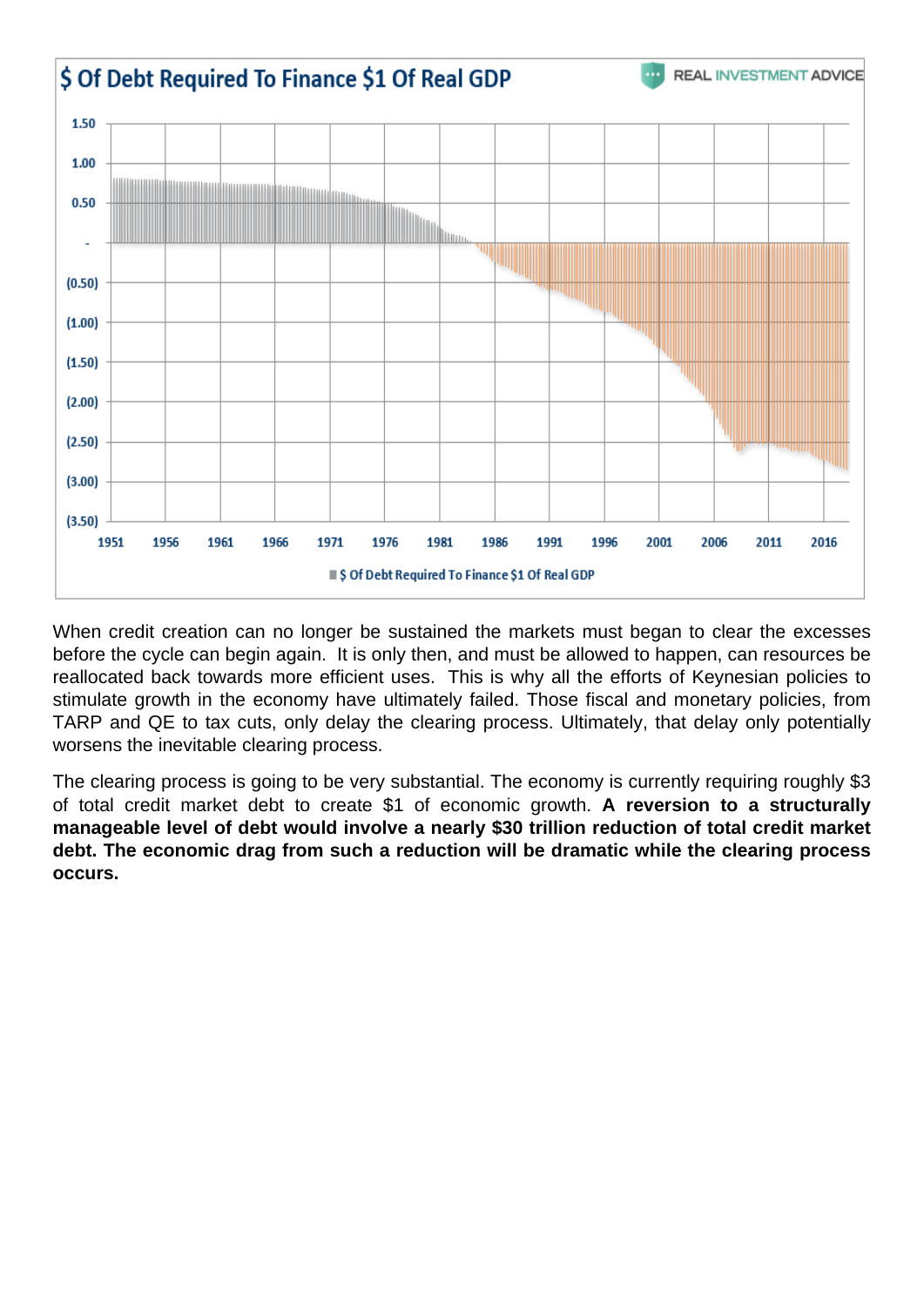$ Of Debt Required To Finance $1 Of Real GDP

REAL INVESTMENT ADVICE

1.50
1.00
0.50
-
(0.50)
(1.00)
(1.50)
(2.00)
(2.50)
(3.00)
(3.50)

1951 1956 1961 1966 1971 1976 1981 1986 1991 1996 2001 2006 2011 2016

$ Of Debt Required To Finance $1 Of Real GDP

When credit creation can no longer be sustained the markets must began to clear the excesses before the cycle can begin again. It is only then, and must be allowed to happen, can resources be reallocated back towards more efficient uses. This is why all the efforts of Keynesian policies to stimulate growth in the economy have ultimately failed. Those fiscal and monetary policies, from TARP and QE to tax cuts, only delay the clearing process. Ultimately, that delay only potentially worsens the inevitable clearing process.

The clearing process is going to be very substantial. The economy is currently requiring roughly $3 of total credit market debt to create $1 of economic growth. **A reversion to a structurally manageable level of debt would involve a nearly $30 trillion reduction of total credit market debt. The economic drag from such a reduction will be dramatic while the clearing process occurs.**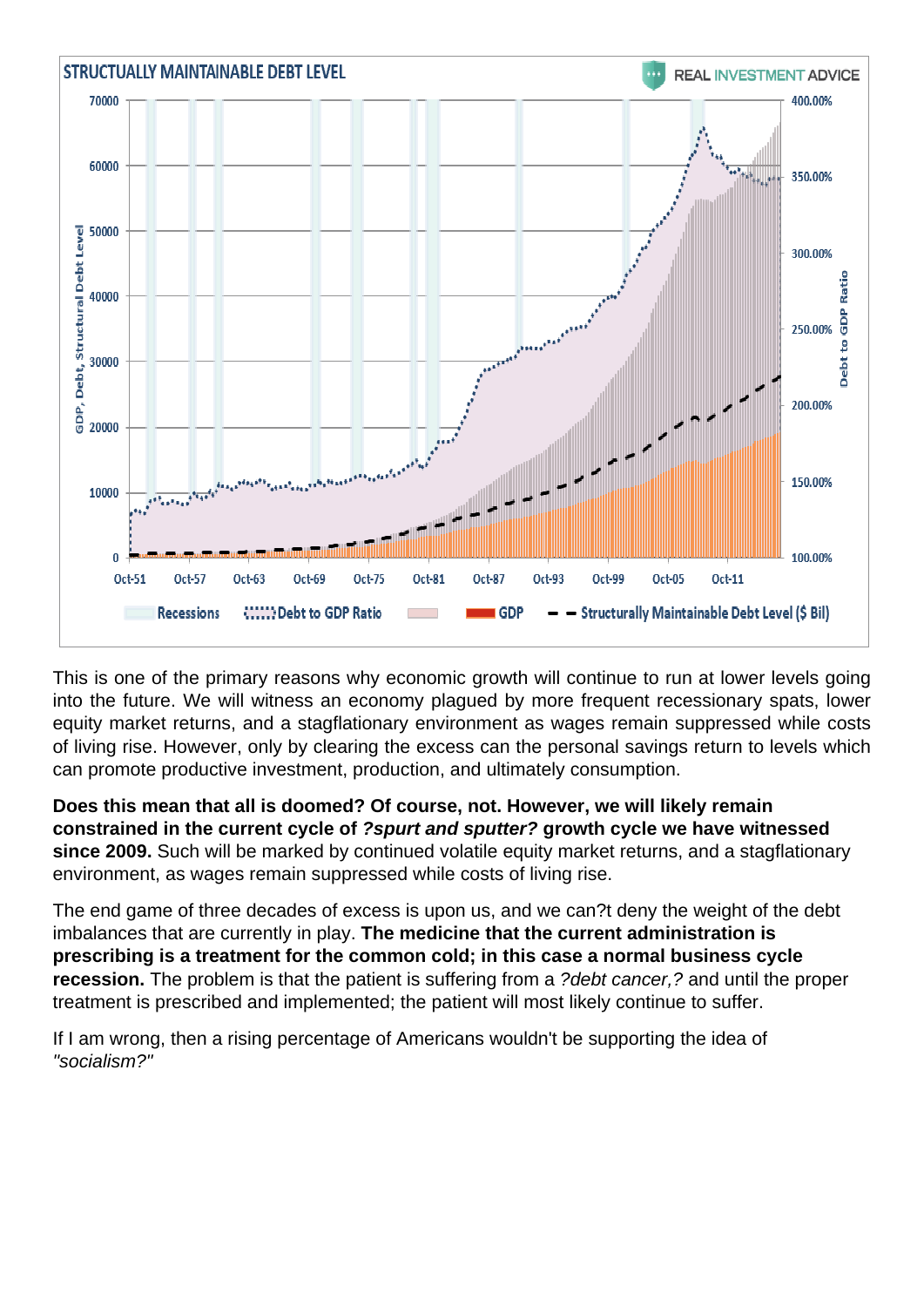STRUCTUALLY MAINTAINABLE DEBT LEVEL

REAL INVESTMENT ADVICE

GDP, Debt, Structural Debt Level

Debt to GDP Ratio

70000
60000
50000
40000
30000
20000
10000
0

400.00%
350.00%
300.00%
250.00%
200.00%
150.00%
100.00%

Oct-51 Oct-57 Oct-63 Oct-69 Oct-75 Oct-81 Oct-87 Oct-93 Oct-99 Oct-05 Oct-11

Recessions
Debt to GDP Ratio
GDP
Structurally Maintainable Debt Level ($ Bil)

This is one of the primary reasons why economic growth will continue to run at lower levels going into the future. We will witness an economy plagued by more frequent recessionary spats, lower equity market returns, and a stagflationary environment as wages remain suppressed while costs of living rise. However, only by clearing the excess can the personal savings return to levels which can promote productive investment, production, and ultimately consumption.

**Does this mean that all is doomed? Of course, not. However, we will likely remain constrained in the current cycle of *?spurt and sputter?* growth cycle we have witnessed since 2009.** Such will be marked by continued volatile equity market returns, and a stagflationary environment, as wages remain suppressed while costs of living rise.

The end game of three decades of excess is upon us, and we can?t deny the weight of the debt imbalances that are currently in play. **The medicine that the current administration is prescribing is a treatment for the common cold; in this case a normal business cycle recession.** The problem is that the patient is suffering from a *?debt cancer,?* and until the proper treatment is prescribed and implemented; the patient will most likely continue to suffer.

If I am wrong, then a rising percentage of Americans wouldn't be supporting the idea of *"socialism?"*